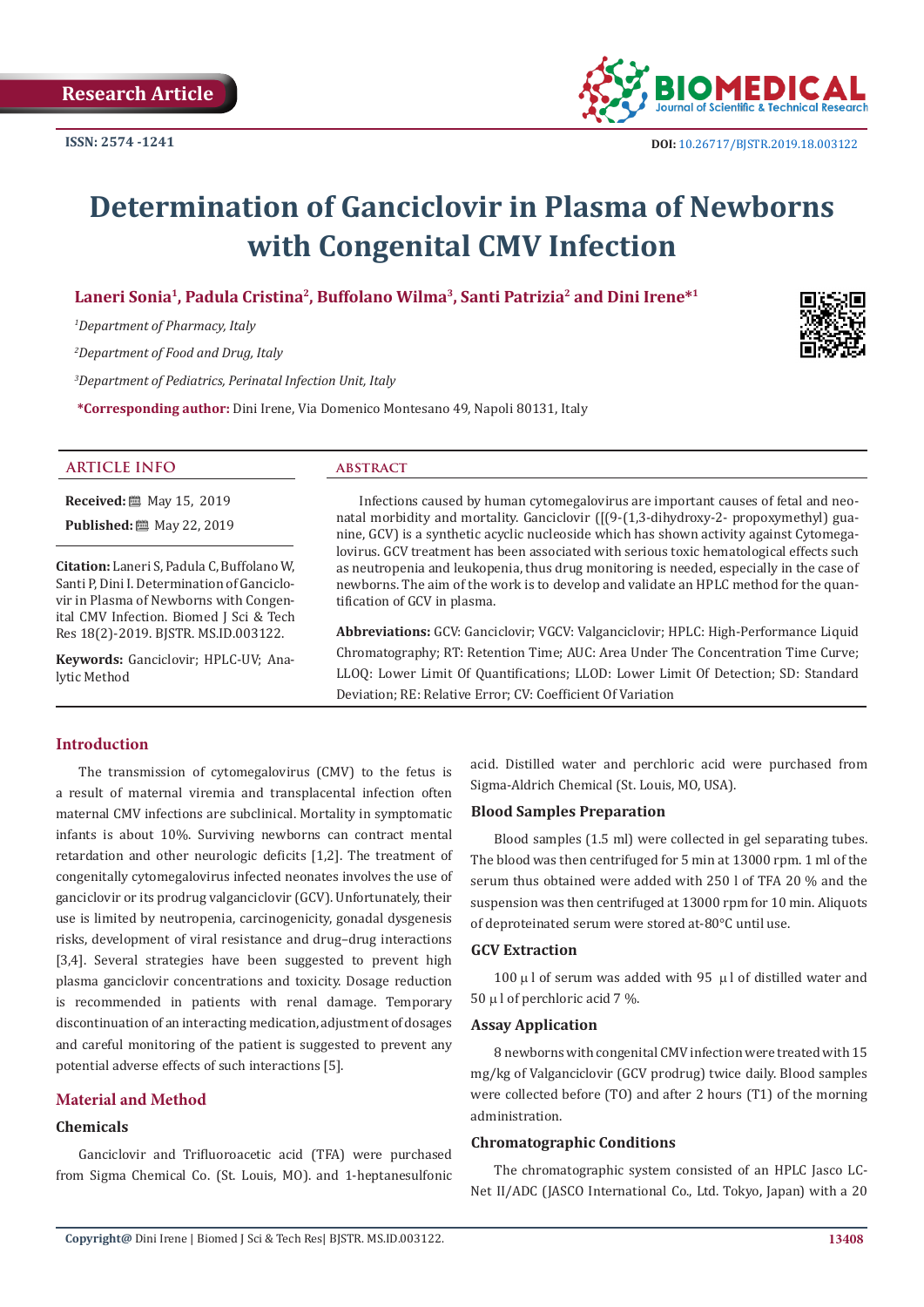Research Article

ISSN: 2574 -1241

DOI: 10.26717/BJSTR.2019.18.003122

# Determination of Ganciclovir in Plasma of Newborns with Congenital CMV Infection

**Laneri Sonia[1], Padula Cristina[2], Buffolano Wilma[3], Santi Patrizia[2] and Dini Irene*[1]**

*[1]Department of Pharmacy, Italy*

*[2]Department of Food and Drug, Italy*

*[3]Department of Pediatrics, Perinatal Infection Unit, Italy*

***Corresponding author:** Dini Irene, Via Domenico Montesano 49, Napoli 80131, Italy

## ARTICLE INFO

**Received:** May 15, 2019

**Published:** May 22, 2019

**Citation:** Laneri S, Padula C, Buffolano W, Santi P, Dini I. Determination of Ganciclovir in Plasma of Newborns with Congenital CMV Infection. Biomed J Sci & Tech Res 18(2)-2019. BJSTR. MS.ID.003122.

**Keywords:** Ganciclovir; HPLC-UV; Analytic Method

## ABSTRACT

Infections caused by human cytomegalovirus are important causes of fetal and neonatal morbidity and mortality. Ganciclovir ([[9-(1,3-dihydroxy-2- propoxymethyl) guanine, GCV) is a synthetic acyclic nucleoside which has shown activity against Cytomegalovirus. GCV treatment has been associated with serious toxic hematological effects such as neutropenia and leukopenia, thus drug monitoring is needed, especially in the case of newborns. The aim of the work is to develop and validate an HPLC method for the quantification of GCV in plasma.

**Abbreviations:** GCV: Ganciclovir; VGCV: Valganciclovir; HPLC: High-Performance Liquid Chromatography; RT: Retention Time; AUC: Area Under The Concentration Time Curve; LLOQ: Lower Limit Of Quantifications; LLOD: Lower Limit Of Detection; SD: Standard Deviation; RE: Relative Error; CV: Coefficient Of Variation

## Introduction

The transmission of cytomegalovirus (CMV) to the fetus is a result of maternal viremia and transplacental infection often maternal CMV infections are subclinical. Mortality in symptomatic infants is about 10%. Surviving newborns can contract mental retardation and other neurologic deficits [1,2]. The treatment of congenitally cytomegalovirus infected neonates involves the use of ganciclovir or its prodrug valganciclovir (GCV). Unfortunately, their use is limited by neutropenia, carcinogenicity, gonadal dysgenesis risks, development of viral resistance and drug–drug interactions [3,4]. Several strategies have been suggested to prevent high plasma ganciclovir concentrations and toxicity. Dosage reduction is recommended in patients with renal damage. Temporary discontinuation of an interacting medication, adjustment of dosages and careful monitoring of the patient is suggested to prevent any potential adverse effects of such interactions [5].

## Material and Method

### Chemicals

Ganciclovir and Trifluoroacetic acid (TFA) were purchased from Sigma Chemical Co. (St. Louis, MO). and 1-heptanesulfonic acid. Distilled water and perchloric acid were purchased from Sigma-Aldrich Chemical (St. Louis, MO, USA).

### Blood Samples Preparation

Blood samples (1.5 ml) were collected in gel separating tubes. The blood was then centrifuged for 5 min at 13000 rpm. 1 ml of the serum thus obtained were added with 250 l of TFA 20 % and the suspension was then centrifuged at 13000 rpm for 10 min. Aliquots of deproteinated serum were stored at-80°C until use.

### GCV Extraction

100 μ l of serum was added with 95 μ l of distilled water and 50 μ l of perchloric acid 7 %.

### Assay Application

8 newborns with congenital CMV infection were treated with 15 mg/kg of Valganciclovir (GCV prodrug) twice daily. Blood samples were collected before (TO) and after 2 hours (T1) of the morning administration.

### Chromatographic Conditions

The chromatographic system consisted of an HPLC Jasco LC-Net II/ADC (JASCO International Co., Ltd. Tokyo, Japan) with a 20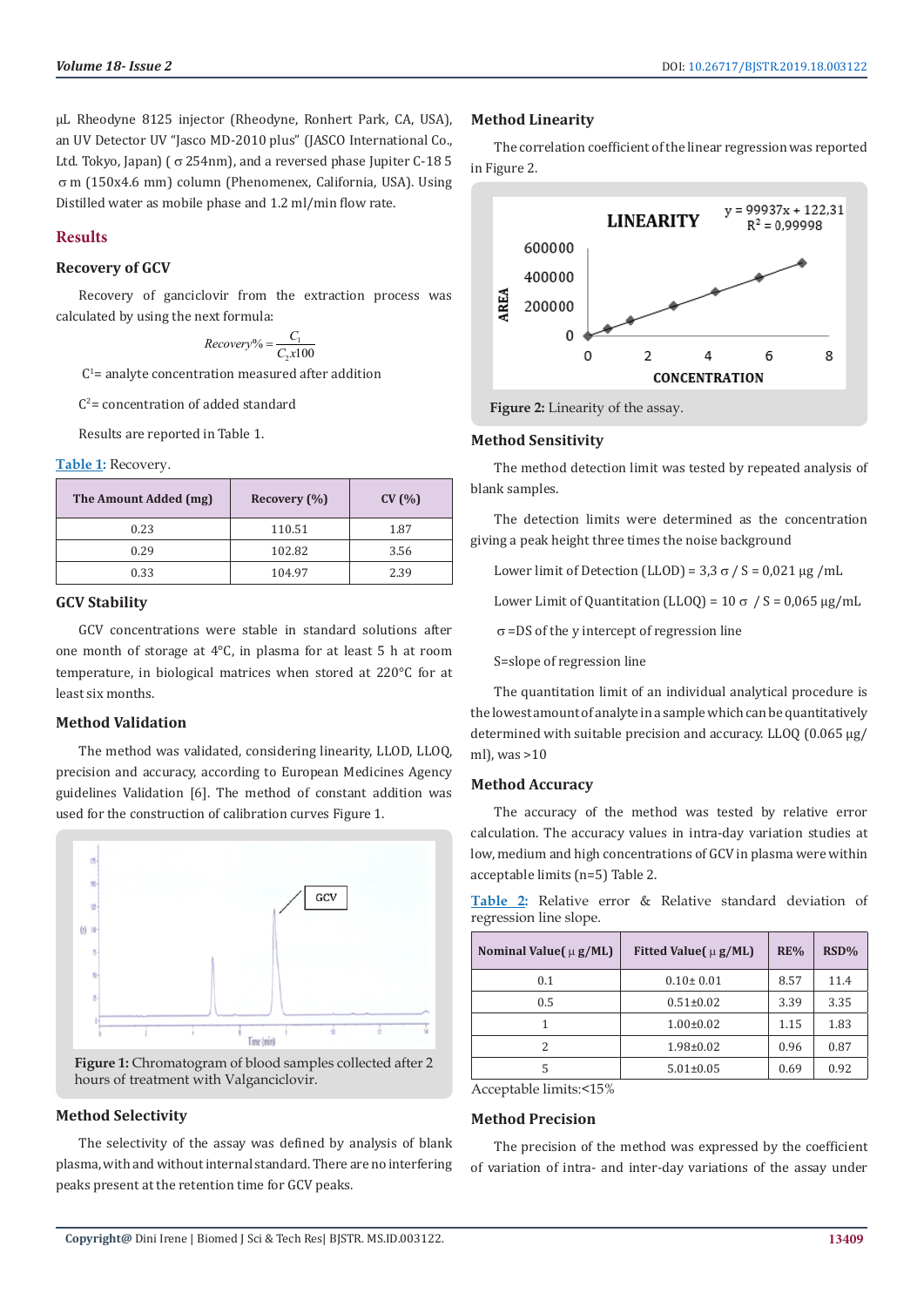μL Rheodyne 8125 injector (Rheodyne, Ronhert Park, CA, USA), an UV Detector UV "Jasco MD-2010 plus" (JASCO International Co., Ltd. Tokyo, Japan) ( σ 254nm), and a reversed phase Jupiter C-18 5 σ m (150x4.6 mm) column (Phenomenex, California, USA). Using Distilled water as mobile phase and 1.2 ml/min flow rate.

## Results

### Recovery of GCV

Recovery of ganciclovir from the extraction process was calculated by using the next formula:

$$Recovery\% = \frac{C_1}{C_2 x100}$$

$C^1$= analyte concentration measured after addition

$C^2$= concentration of added standard

Results are reported in Table 1.

Table 1: Recovery.

| The Amount Added (mg) | Recovery (%) | CV (%) |
|---|---|---|
| 0.23 | 110.51 | 1.87 |
| 0.29 | 102.82 | 3.56 |
| 0.33 | 104.97 | 2.39 |

### GCV Stability

GCV concentrations were stable in standard solutions after one month of storage at 4°C, in plasma for at least 5 h at room temperature, in biological matrices when stored at 220°C for at least six months.

### Method Validation

The method was validated, considering linearity, LLOD, LLOQ, precision and accuracy, according to European Medicines Agency guidelines Validation [6]. The method of constant addition was used for the construction of calibration curves Figure 1.

Figure 1: Chromatogram of blood samples collected after 2 hours of treatment with Valganciclovir.

### Method Selectivity

The selectivity of the assay was defined by analysis of blank plasma, with and without internal standard. There are no interfering peaks present at the retention time for GCV peaks.

### Method Linearity

The correlation coefficient of the linear regression was reported in Figure 2.

Figure 2: Linearity of the assay.

### Method Sensitivity

The method detection limit was tested by repeated analysis of blank samples.

The detection limits were determined as the concentration giving a peak height three times the noise background

Lower limit of Detection (LLOD) = 3,3 σ / S = 0,021 μg /mL

Lower Limit of Quantitation (LLOQ) = 10 σ / S = 0,065 μg/mL

σ =DS of the y intercept of regression line

S=slope of regression line

The quantitation limit of an individual analytical procedure is the lowest amount of analyte in a sample which can be quantitatively determined with suitable precision and accuracy. LLOQ (0.065 μg/ml), was >10

### Method Accuracy

The accuracy of the method was tested by relative error calculation. The accuracy values in intra-day variation studies at low, medium and high concentrations of GCV in plasma were within acceptable limits (n=5) Table 2.

Table 2: Relative error & Relative standard deviation of regression line slope.

| Nominal Value( μ g/ML) | Fitted Value( μ g/ML) | RE% | RSD% |
|---|---|---|---|
| 0.1 | 0.10± 0.01 | 8.57 | 11.4 |
| 0.5 | 0.51±0.02 | 3.39 | 3.35 |
| 1 | 1.00±0.02 | 1.15 | 1.83 |
| 2 | 1.98±0.02 | 0.96 | 0.87 |
| 5 | 5.01±0.05 | 0.69 | 0.92 |

Acceptable limits:<15%

### Method Precision

The precision of the method was expressed by the coefficient of variation of intra- and inter-day variations of the assay under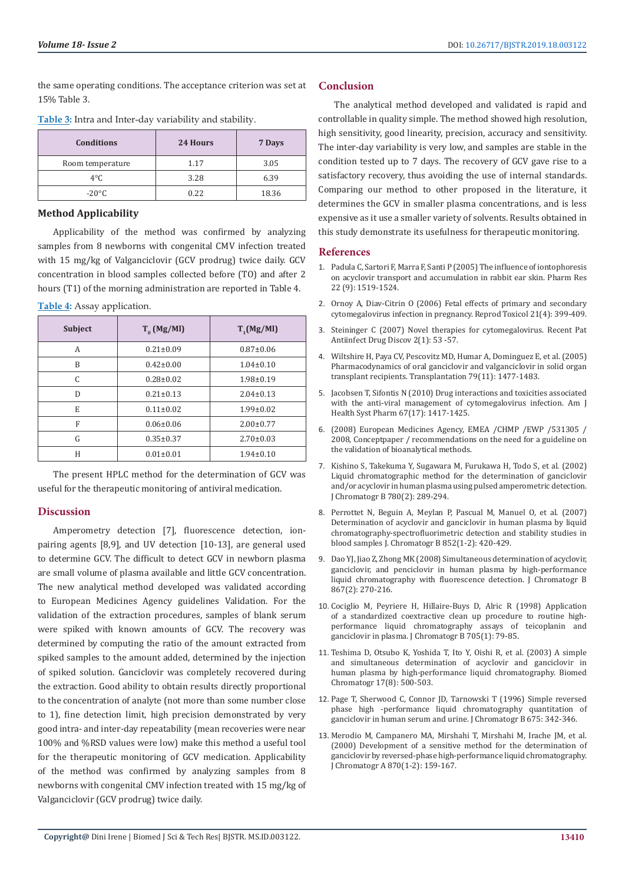the same operating conditions. The acceptance criterion was set at 15% Table 3.

**Table 3:** Intra and Inter-day variability and stability.

| Conditions | 24 Hours | 7 Days |
|---|---|---|
| Room temperature | 1.17 | 3.05 |
| 4°C | 3.28 | 6.39 |
| -20°C | 0.22 | 18.36 |

### Method Applicability

Applicability of the method was confirmed by analyzing samples from 8 newborns with congenital CMV infection treated with 15 mg/kg of Valganciclovir (GCV prodrug) twice daily. GCV concentration in blood samples collected before (TO) and after 2 hours (T1) of the morning administration are reported in Table 4.

**Table 4:** Assay application.

| Subject | $T_0$ (Mg/Ml) | $T_1$(Mg/Ml) |
|---|---|---|
| A | 0.21±0.09 | 0.87±0.06 |
| B | 0.42±0.00 | 1.04±0.10 |
| C | 0.28±0.02 | 1.98±0.19 |
| D | 0.21±0.13 | 2.04±0.13 |
| E | 0.11±0.02 | 1.99±0.02 |
| F | 0.06±0.06 | 2.00±0.77 |
| G | 0.35±0.37 | 2.70±0.03 |
| H | 0.01±0.01 | 1.94±0.10 |

The present HPLC method for the determination of GCV was useful for the therapeutic monitoring of antiviral medication.

## Discussion

Amperometry detection [7], fluorescence detection, ion-pairing agents [8,9], and UV detection [10-13], are general used to determine GCV. The difficult to detect GCV in newborn plasma are small volume of plasma available and little GCV concentration. The new analytical method developed was validated according to European Medicines Agency guidelines Validation. For the validation of the extraction procedures, samples of blank serum were spiked with known amounts of GCV. The recovery was determined by computing the ratio of the amount extracted from spiked samples to the amount added, determined by the injection of spiked solution. Ganciclovir was completely recovered during the extraction. Good ability to obtain results directly proportional to the concentration of analyte (not more than some number close to 1), fine detection limit, high precision demonstrated by very good intra- and inter-day repeatability (mean recoveries were near 100% and %RSD values were low) make this method a useful tool for the therapeutic monitoring of GCV medication. Applicability of the method was confirmed by analyzing samples from 8 newborns with congenital CMV infection treated with 15 mg/kg of Valganciclovir (GCV prodrug) twice daily.

## Conclusion

The analytical method developed and validated is rapid and controllable in quality simple. The method showed high resolution, high sensitivity, good linearity, precision, accuracy and sensitivity. The inter-day variability is very low, and samples are stable in the condition tested up to 7 days. The recovery of GCV gave rise to a satisfactory recovery, thus avoiding the use of internal standards. Comparing our method to other proposed in the literature, it determines the GCV in smaller plasma concentrations, and is less expensive as it use a smaller variety of solvents. Results obtained in this study demonstrate its usefulness for therapeutic monitoring.

## References

1. Padula C, Sartori F, Marra F, Santi P (2005) The influence of iontophoresis on acyclovir transport and accumulation in rabbit ear skin. Pharm Res 22 (9): 1519-1524.
2. Ornoy A, Diav-Citrin O (2006) Fetal effects of primary and secondary cytomegalovirus infection in pregnancy. Reprod Toxicol 21(4): 399-409.
3. Steininger C (2007) Novel therapies for cytomegalovirus. Recent Pat Antiinfect Drug Discov 2(1): 53 -57.
4. Wiltshire H, Paya CV, Pescovitz MD, Humar A, Dominguez E, et al. (2005) Pharmacodynamics of oral ganciclovir and valganciclovir in solid organ transplant recipients. Transplantation 79(11): 1477-1483.
5. Jacobsen T, Sifontis N (2010) Drug interactions and toxicities associated with the anti-viral management of cytomegalovirus infection. Am J Health Syst Pharm 67(17): 1417-1425.
6. (2008) European Medicines Agency, EMEA /CHMP /EWP /531305 / 2008, Conceptpaper / recommendations on the need for a guideline on the validation of bioanalytical methods.
7. Kishino S, Takekuma Y, Sugawara M, Furukawa H, Todo S, et al. (2002) Liquid chromatographic method for the determination of ganciclovir and/or acyclovir in human plasma using pulsed amperometric detection. J Chromatogr B 780(2): 289-294.
8. Perrottet N, Beguin A, Meylan P, Pascual M, Manuel O, et al. (2007) Determination of acyclovir and ganciclovir in human plasma by liquid chromatography-spectrofluorimetric detection and stability studies in blood samples J. Chromatogr B 852(1-2): 420-429.
9. Dao YJ, Jiao Z, Zhong MK (2008) Simultaneous determination of acyclovir, ganciclovir, and penciclovir in human plasma by high-performance liquid chromatography with fluorescence detection. J Chromatogr B 867(2): 270-216.
10. Cociglio M, Peyriere H, Hillaire-Buys D, Alric R (1998) Application of a standardized coextractive clean up procedure to routine high-performance liquid chromatography assays of teicoplanin and ganciclovir in plasma. J Chromatogr B 705(1): 79-85.
11. Teshima D, Otsubo K, Yoshida T, Ito Y, Oishi R, et al. (2003) A simple and simultaneous determination of acyclovir and ganciclovir in human plasma by high-performance liquid chromatography. Biomed Chromatogr 17(8): 500-503.
12. Page T, Sherwood C, Connor JD, Tarnowski T (1996) Simple reversed phase high -performance liquid chromatography quantitation of ganciclovir in human serum and urine. J Chromatogr B 675: 342-346.
13. Merodio M, Campanero MA, Mirshahi T, Mirshahi M, Irache JM, et al. (2000) Development of a sensitive method for the determination of ganciclovir by reversed-phase high-performance liquid chromatography. J Chromatogr A 870(1-2): 159-167.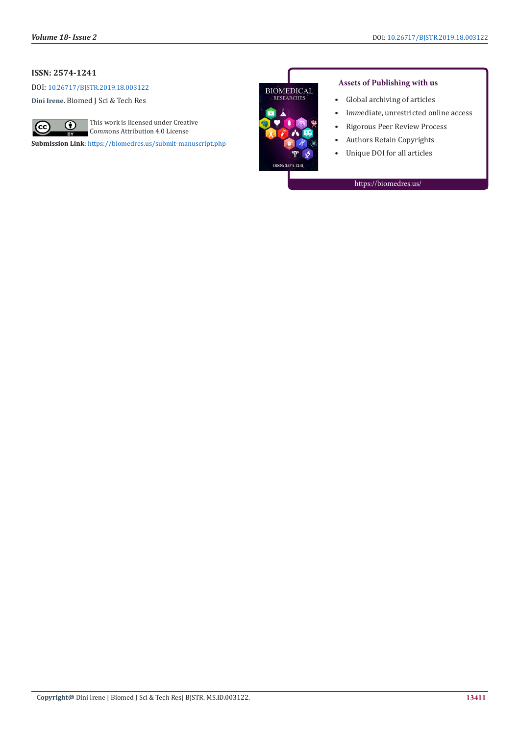**ISSN: 2574-1241**

DOI: 10.26717/BJSTR.2019.18.003122

**Dini Irene.** Biomed J Sci & Tech Res

This work is licensed under Creative Commons Attribution 4.0 License

**Submission Link**: https://biomedres.us/submit-manuscript.php

### Assets of Publishing with us

- Global archiving of articles
- Immediate, unrestricted online access
- Rigorous Peer Review Process
- Authors Retain Copyrights
- Unique DOI for all articles

https://biomedres.us/